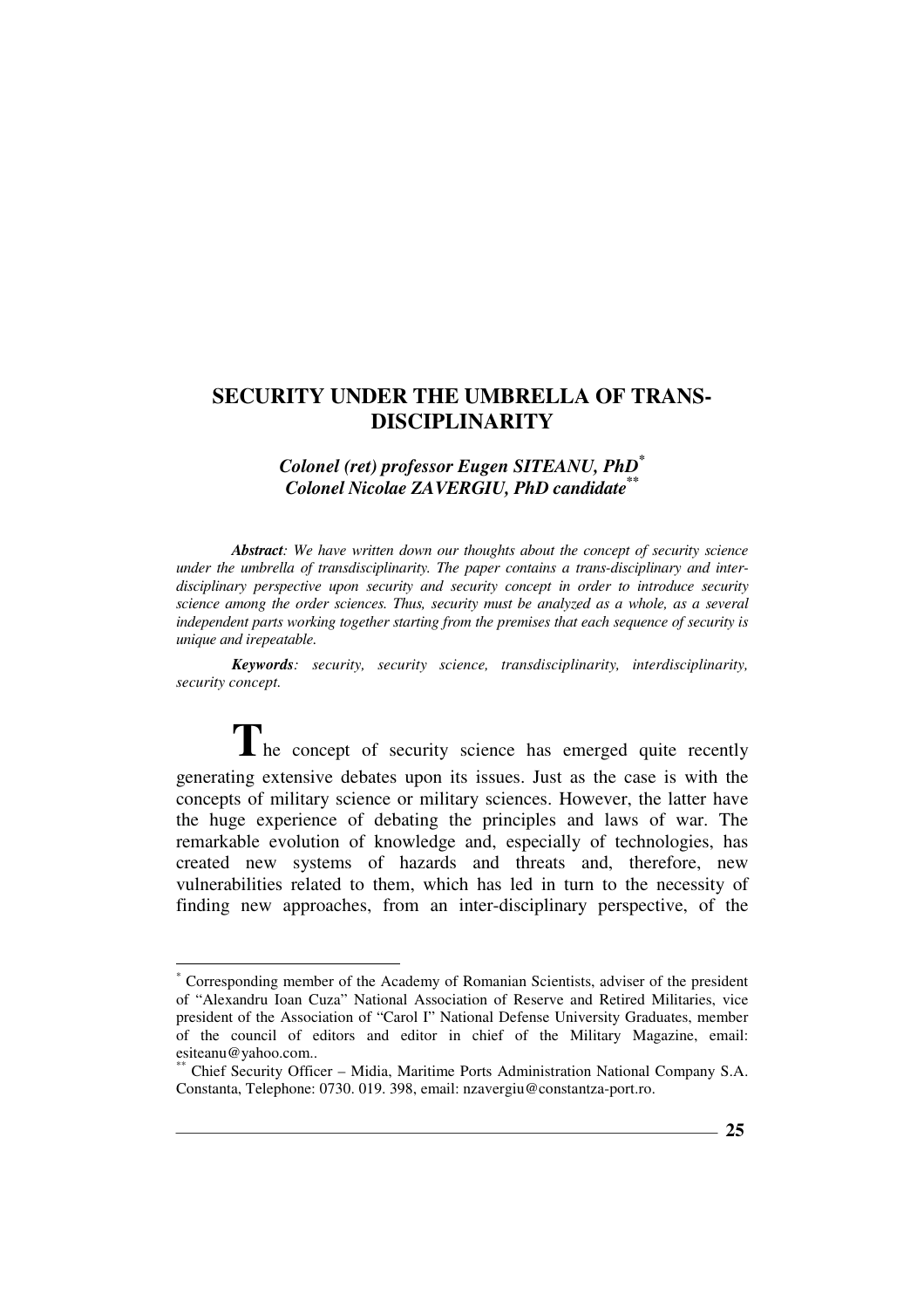# SECURITY UNDER THE UMBRELLA OF TRANS-DISCIPLINARITY

***Colonel (ret) professor Eugen SITEANU, PhD*** [*]
***Colonel Nicolae ZAVERGIU, PhD candidate*** [**]

***Abstract**: We have written down our thoughts about the concept of security science under the umbrella of transdisciplinarity. The paper contains a trans-disciplinary and inter-disciplinary perspective upon security and security concept in order to introduce security science among the order sciences. Thus, security must be analyzed as a whole, as a several independent parts working together starting from the premises that each sequence of security is unique and irepeatable.*

***Keywords**: security, security science, transdisciplinarity, interdisciplinarity, security concept.*

The concept of security science has emerged quite recently generating extensive debates upon its issues. Just as the case is with the concepts of military science or military sciences. However, the latter have the huge experience of debating the principles and laws of war. The remarkable evolution of knowledge and, especially of technologies, has created new systems of hazards and threats and, therefore, new vulnerabilities related to them, which has led in turn to the necessity of finding new approaches, from an inter-disciplinary perspective, of the

---

[*] Corresponding member of the Academy of Romanian Scientists, adviser of the president of "Alexandru Ioan Cuza" National Association of Reserve and Retired Militaries, vice president of the Association of "Carol I" National Defense University Graduates, member of the council of editors and editor in chief of the Military Magazine, email: esiteanu@yahoo.com..

[**] Chief Security Officer – Midia, Maritime Ports Administration National Company S.A. Constanta, Telephone: 0730. 019. 398, email: nzavergiu@constantza-port.ro.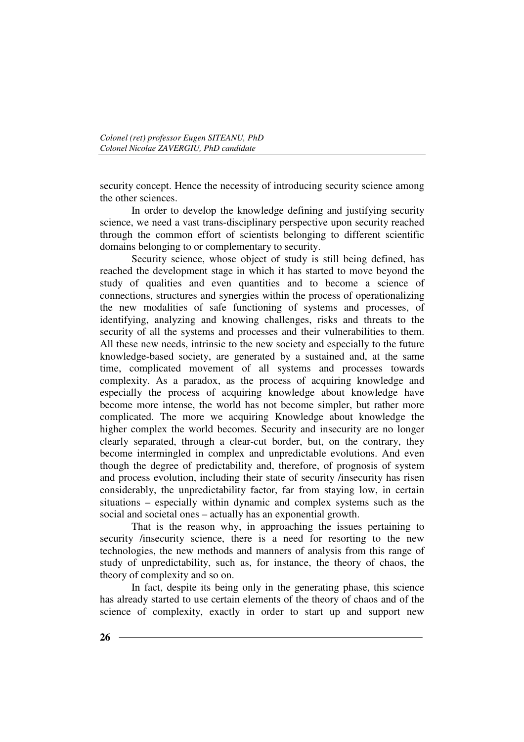security concept. Hence the necessity of introducing security science among the other sciences.

In order to develop the knowledge defining and justifying security science, we need a vast trans-disciplinary perspective upon security reached through the common effort of scientists belonging to different scientific domains belonging to or complementary to security.

Security science, whose object of study is still being defined, has reached the development stage in which it has started to move beyond the study of qualities and even quantities and to become a science of connections, structures and synergies within the process of operationalizing the new modalities of safe functioning of systems and processes, of identifying, analyzing and knowing challenges, risks and threats to the security of all the systems and processes and their vulnerabilities to them. All these new needs, intrinsic to the new society and especially to the future knowledge-based society, are generated by a sustained and, at the same time, complicated movement of all systems and processes towards complexity. As a paradox, as the process of acquiring knowledge and especially the process of acquiring knowledge about knowledge have become more intense, the world has not become simpler, but rather more complicated. The more we acquiring Knowledge about knowledge the higher complex the world becomes. Security and insecurity are no longer clearly separated, through a clear-cut border, but, on the contrary, they become intermingled in complex and unpredictable evolutions. And even though the degree of predictability and, therefore, of prognosis of system and process evolution, including their state of security /insecurity has risen considerably, the unpredictability factor, far from staying low, in certain situations – especially within dynamic and complex systems such as the social and societal ones – actually has an exponential growth.

That is the reason why, in approaching the issues pertaining to security /insecurity science, there is a need for resorting to the new technologies, the new methods and manners of analysis from this range of study of unpredictability, such as, for instance, the theory of chaos, the theory of complexity and so on.

In fact, despite its being only in the generating phase, this science has already started to use certain elements of the theory of chaos and of the science of complexity, exactly in order to start up and support new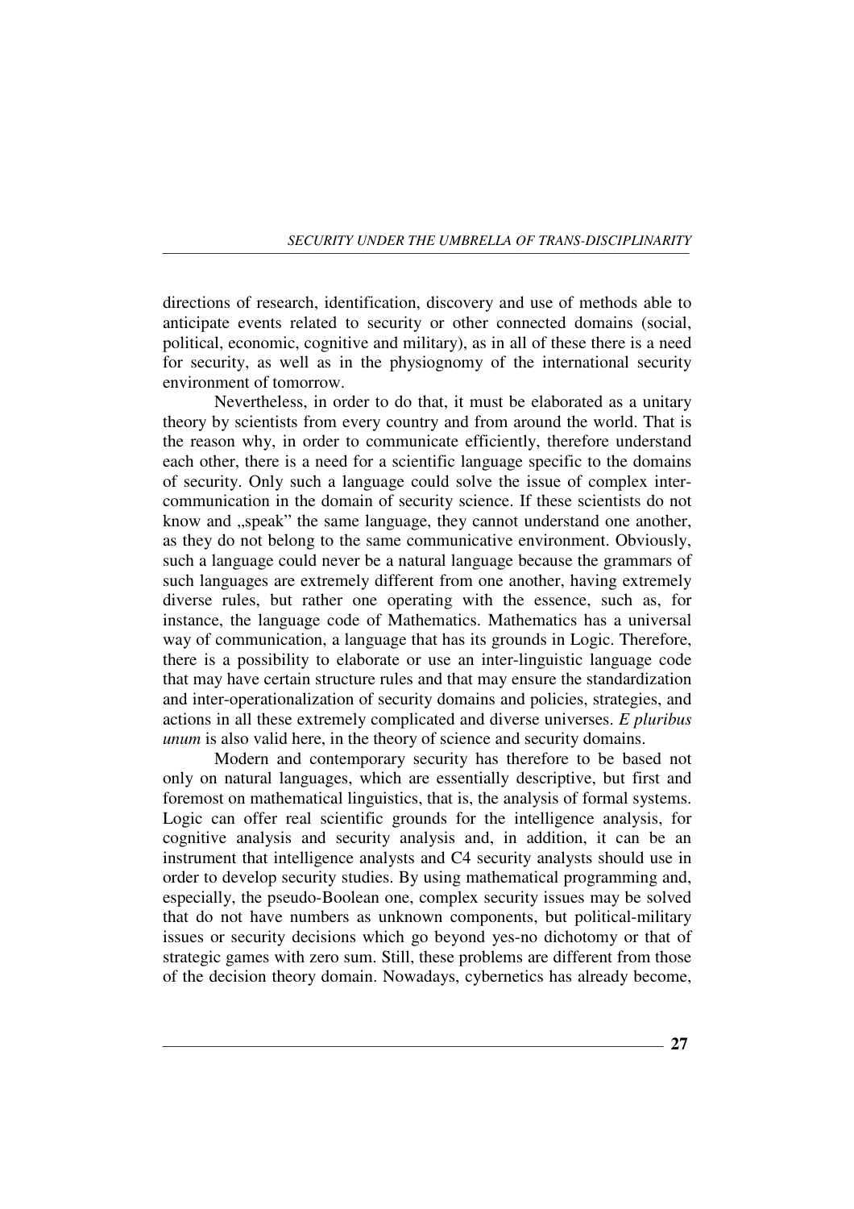directions of research, identification, discovery and use of methods able to anticipate events related to security or other connected domains (social, political, economic, cognitive and military), as in all of these there is a need for security, as well as in the physiognomy of the international security environment of tomorrow.

Nevertheless, in order to do that, it must be elaborated as a unitary theory by scientists from every country and from around the world. That is the reason why, in order to communicate efficiently, therefore understand each other, there is a need for a scientific language specific to the domains of security. Only such a language could solve the issue of complex inter-communication in the domain of security science. If these scientists do not know and „speak" the same language, they cannot understand one another, as they do not belong to the same communicative environment. Obviously, such a language could never be a natural language because the grammars of such languages are extremely different from one another, having extremely diverse rules, but rather one operating with the essence, such as, for instance, the language code of Mathematics. Mathematics has a universal way of communication, a language that has its grounds in Logic. Therefore, there is a possibility to elaborate or use an inter-linguistic language code that may have certain structure rules and that may ensure the standardization and inter-operationalization of security domains and policies, strategies, and actions in all these extremely complicated and diverse universes. *E pluribus unum* is also valid here, in the theory of science and security domains.

Modern and contemporary security has therefore to be based not only on natural languages, which are essentially descriptive, but first and foremost on mathematical linguistics, that is, the analysis of formal systems. Logic can offer real scientific grounds for the intelligence analysis, for cognitive analysis and security analysis and, in addition, it can be an instrument that intelligence analysts and C4 security analysts should use in order to develop security studies. By using mathematical programming and, especially, the pseudo-Boolean one, complex security issues may be solved that do not have numbers as unknown components, but political-military issues or security decisions which go beyond yes-no dichotomy or that of strategic games with zero sum. Still, these problems are different from those of the decision theory domain. Nowadays, cybernetics has already become,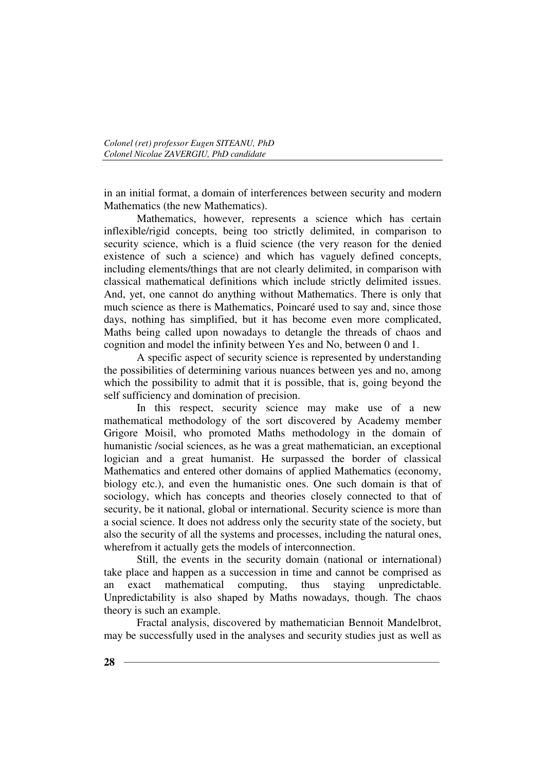in an initial format, a domain of interferences between security and modern Mathematics (the new Mathematics).

Mathematics, however, represents a science which has certain inflexible/rigid concepts, being too strictly delimited, in comparison to security science, which is a fluid science (the very reason for the denied existence of such a science) and which has vaguely defined concepts, including elements/things that are not clearly delimited, in comparison with classical mathematical definitions which include strictly delimited issues. And, yet, one cannot do anything without Mathematics. There is only that much science as there is Mathematics, Poincaré used to say and, since those days, nothing has simplified, but it has become even more complicated, Maths being called upon nowadays to detangle the threads of chaos and cognition and model the infinity between Yes and No, between 0 and 1.

A specific aspect of security science is represented by understanding the possibilities of determining various nuances between yes and no, among which the possibility to admit that it is possible, that is, going beyond the self sufficiency and domination of precision.

In this respect, security science may make use of a new mathematical methodology of the sort discovered by Academy member Grigore Moisil, who promoted Maths methodology in the domain of humanistic /social sciences, as he was a great mathematician, an exceptional logician and a great humanist. He surpassed the border of classical Mathematics and entered other domains of applied Mathematics (economy, biology etc.), and even the humanistic ones. One such domain is that of sociology, which has concepts and theories closely connected to that of security, be it national, global or international. Security science is more than a social science. It does not address only the security state of the society, but also the security of all the systems and processes, including the natural ones, wherefrom it actually gets the models of interconnection.

Still, the events in the security domain (national or international) take place and happen as a succession in time and cannot be comprised as an exact mathematical computing, thus staying unpredictable. Unpredictability is also shaped by Maths nowadays, though. The chaos theory is such an example.

Fractal analysis, discovered by mathematician Bennoit Mandelbrot, may be successfully used in the analyses and security studies just as well as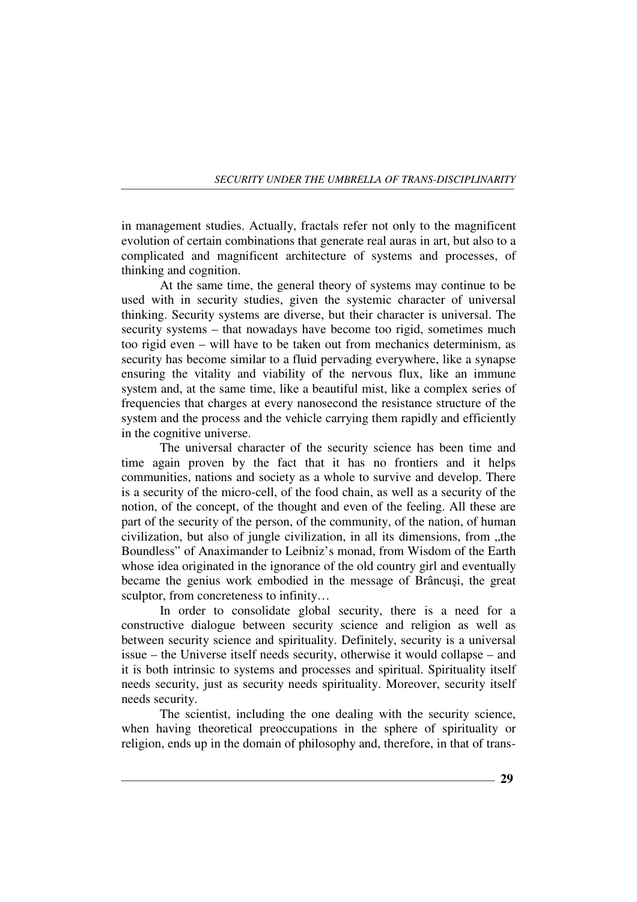in management studies. Actually, fractals refer not only to the magnificent evolution of certain combinations that generate real auras in art, but also to a complicated and magnificent architecture of systems and processes, of thinking and cognition.

At the same time, the general theory of systems may continue to be used with in security studies, given the systemic character of universal thinking. Security systems are diverse, but their character is universal. The security systems – that nowadays have become too rigid, sometimes much too rigid even – will have to be taken out from mechanics determinism, as security has become similar to a fluid pervading everywhere, like a synapse ensuring the vitality and viability of the nervous flux, like an immune system and, at the same time, like a beautiful mist, like a complex series of frequencies that charges at every nanosecond the resistance structure of the system and the process and the vehicle carrying them rapidly and efficiently in the cognitive universe.

The universal character of the security science has been time and time again proven by the fact that it has no frontiers and it helps communities, nations and society as a whole to survive and develop. There is a security of the micro-cell, of the food chain, as well as a security of the notion, of the concept, of the thought and even of the feeling. All these are part of the security of the person, of the community, of the nation, of human civilization, but also of jungle civilization, in all its dimensions, from „the Boundless" of Anaximander to Leibniz's monad, from Wisdom of the Earth whose idea originated in the ignorance of the old country girl and eventually became the genius work embodied in the message of Brâncuşi, the great sculptor, from concreteness to infinity…

In order to consolidate global security, there is a need for a constructive dialogue between security science and religion as well as between security science and spirituality. Definitely, security is a universal issue – the Universe itself needs security, otherwise it would collapse – and it is both intrinsic to systems and processes and spiritual. Spirituality itself needs security, just as security needs spirituality. Moreover, security itself needs security.

The scientist, including the one dealing with the security science, when having theoretical preoccupations in the sphere of spirituality or religion, ends up in the domain of philosophy and, therefore, in that of trans-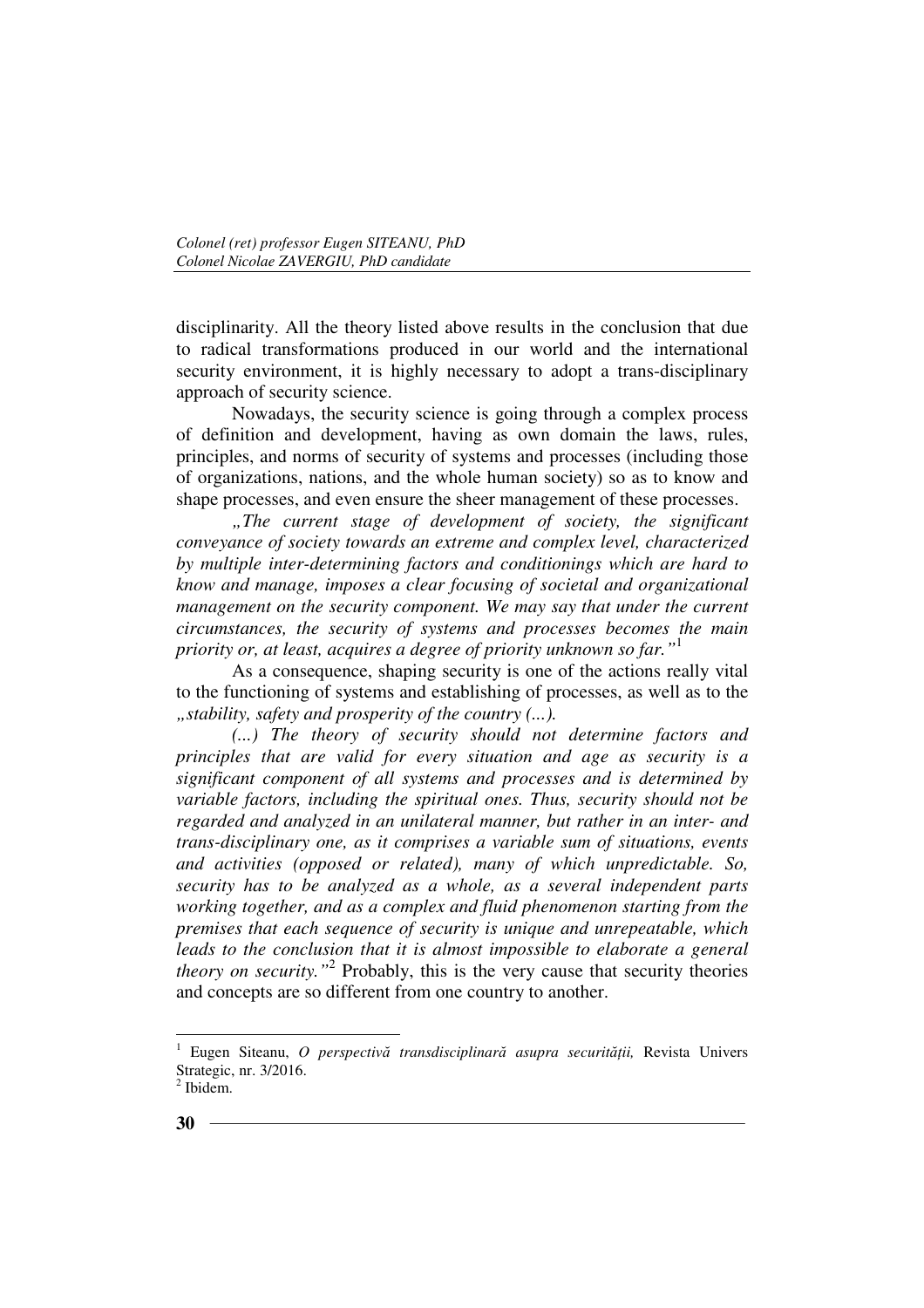disciplinarity. All the theory listed above results in the conclusion that due to radical transformations produced in our world and the international security environment, it is highly necessary to adopt a trans-disciplinary approach of security science.

Nowadays, the security science is going through a complex process of definition and development, having as own domain the laws, rules, principles, and norms of security of systems and processes (including those of organizations, nations, and the whole human society) so as to know and shape processes, and even ensure the sheer management of these processes.

*„The current stage of development of society, the significant conveyance of society towards an extreme and complex level, characterized by multiple inter-determining factors and conditionings which are hard to know and manage, imposes a clear focusing of societal and organizational management on the security component. We may say that under the current circumstances, the security of systems and processes becomes the main priority or, at least, acquires a degree of priority unknown so far."*[1]

As a consequence, shaping security is one of the actions really vital to the functioning of systems and establishing of processes, as well as to the *„stability, safety and prosperity of the country (...).*

*(...) The theory of security should not determine factors and principles that are valid for every situation and age as security is a significant component of all systems and processes and is determined by variable factors, including the spiritual ones. Thus, security should not be regarded and analyzed in an unilateral manner, but rather in an inter- and trans-disciplinary one, as it comprises a variable sum of situations, events and activities (opposed or related), many of which unpredictable. So, security has to be analyzed as a whole, as a several independent parts working together, and as a complex and fluid phenomenon starting from the premises that each sequence of security is unique and unrepeatable, which leads to the conclusion that it is almost impossible to elaborate a general theory on security."*[2] Probably, this is the very cause that security theories and concepts are so different from one country to another.

---

[1] Eugen Siteanu, *O perspectivă transdisciplinară asupra securității,* Revista Univers Strategic, nr. 3/2016.

[2] Ibidem.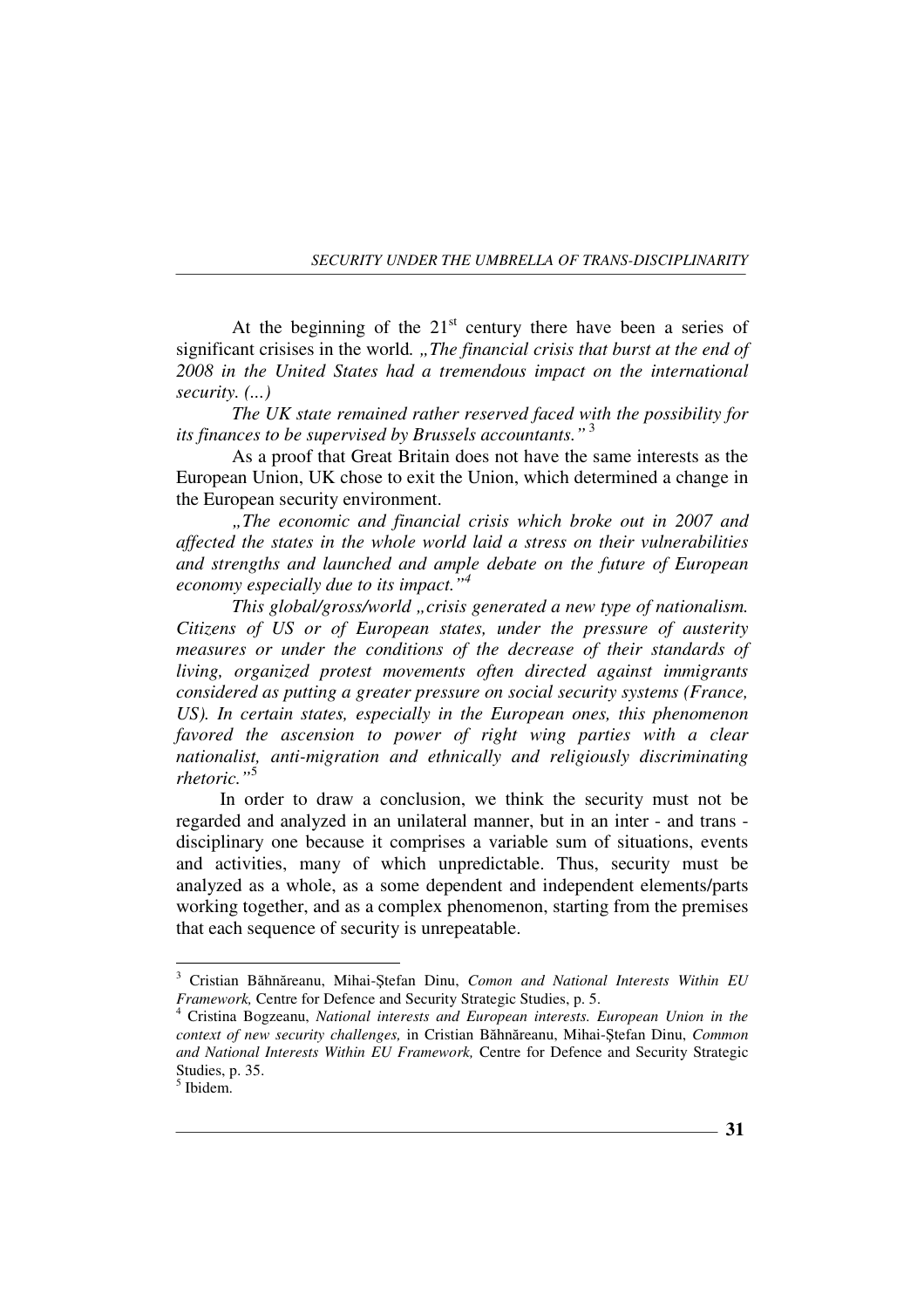At the beginning of the 21st century there have been a series of significant crisises in the world. *„The financial crisis that burst at the end of 2008 in the United States had a tremendous impact on the international security. (…)*

*The UK state remained rather reserved faced with the possibility for its finances to be supervised by Brussels accountants."* [3]

As a proof that Great Britain does not have the same interests as the European Union, UK chose to exit the Union, which determined a change in the European security environment.

*„The economic and financial crisis which broke out in 2007 and affected the states in the whole world laid a stress on their vulnerabilities and strengths and launched and ample debate on the future of European economy especially due to its impact."* [4]

*This global/gross/world „crisis generated a new type of nationalism. Citizens of US or of European states, under the pressure of austerity measures or under the conditions of the decrease of their standards of living, organized protest movements often directed against immigrants considered as putting a greater pressure on social security systems (France, US). In certain states, especially in the European ones, this phenomenon favored the ascension to power of right wing parties with a clear nationalist, anti-migration and ethnically and religiously discriminating rhetoric."* [5]

In order to draw a conclusion, we think the security must not be regarded and analyzed in an unilateral manner, but in an inter - and trans - disciplinary one because it comprises a variable sum of situations, events and activities, many of which unpredictable. Thus, security must be analyzed as a whole, as a some dependent and independent elements/parts working together, and as a complex phenomenon, starting from the premises that each sequence of security is unrepeatable.

---

[3] Cristian Băhnăreanu, Mihai-Ştefan Dinu, *Comon and National Interests Within EU Framework,* Centre for Defence and Security Strategic Studies, p. 5.

[4] Cristina Bogzeanu, *National interests and European interests. European Union in the context of new security challenges,* in Cristian Băhnăreanu, Mihai-Ştefan Dinu, *Common and National Interests Within EU Framework,* Centre for Defence and Security Strategic Studies, p. 35.

[5] Ibidem.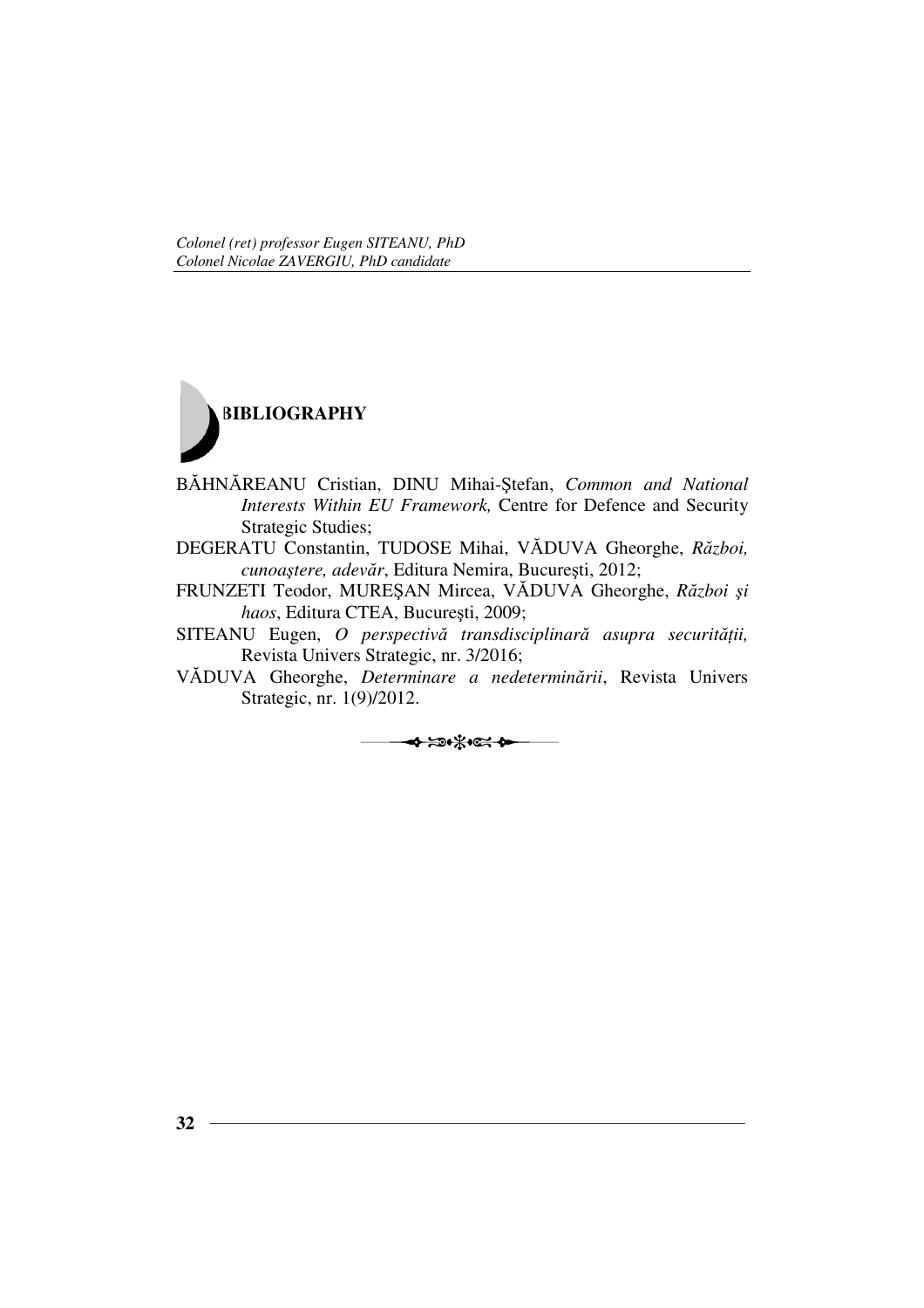## BIBLIOGRAPHY

BĂHNĂREANU Cristian, DINU Mihai-Ştefan, *Common and National Interests Within EU Framework,* Centre for Defence and Security Strategic Studies;

DEGERATU Constantin, TUDOSE Mihai, VĂDUVA Gheorghe, *Război, cunoaştere, adevăr*, Editura Nemira, Bucureşti, 2012;

FRUNZETI Teodor, MUREŞAN Mircea, VĂDUVA Gheorghe, *Război şi haos*, Editura CTEA, Bucureşti, 2009;

SITEANU Eugen, *O perspectivă transdisciplinară asupra securității,* Revista Univers Strategic, nr. 3/2016;

VĂDUVA Gheorghe, *Determinare a nedeterminării*, Revista Univers Strategic, nr. 1(9)/2012.